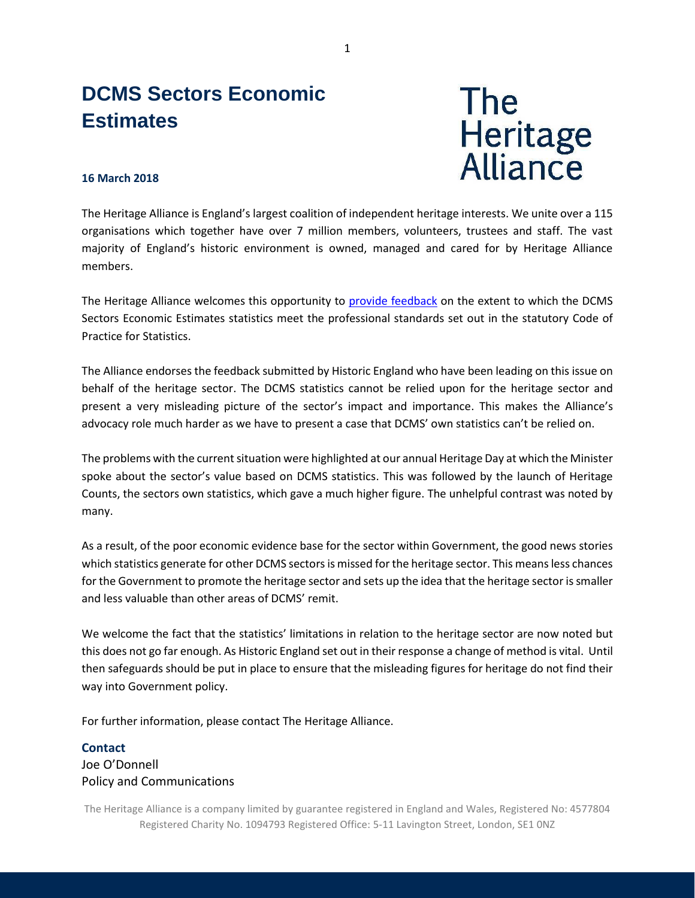# DCMS Sectors Economic Estimates

**16 March 2018**

The Heritage Alliance is England's largest coalition of independent heritage interests. We unite over a 115 organisations which together have over 7 million members, volunteers, trustees and staff. The vast majority of England's historic environment is owned, managed and cared for by Heritage Alliance members.

The Heritage Alliance welcomes this opportunity to provide feedback on the extent to which the DCMS Sectors Economic Estimates statistics meet the professional standards set out in the statutory Code of Practice for Statistics.

The Alliance endorses the feedback submitted by Historic England who have been leading on this issue on behalf of the heritage sector. The DCMS statistics cannot be relied upon for the heritage sector and present a very misleading picture of the sector's impact and importance. This makes the Alliance's advocacy role much harder as we have to present a case that DCMS' own statistics can't be relied on.

The problems with the current situation were highlighted at our annual Heritage Day at which the Minister spoke about the sector's value based on DCMS statistics. This was followed by the launch of Heritage Counts, the sectors own statistics, which gave a much higher figure. The unhelpful contrast was noted by many.

As a result, of the poor economic evidence base for the sector within Government, the good news stories which statistics generate for other DCMS sectors is missed for the heritage sector. This means less chances for the Government to promote the heritage sector and sets up the idea that the heritage sector is smaller and less valuable than other areas of DCMS' remit.

We welcome the fact that the statistics' limitations in relation to the heritage sector are now noted but this does not go far enough. As Historic England set out in their response a change of method is vital. Until then safeguards should be put in place to ensure that the misleading figures for heritage do not find their way into Government policy.

For further information, please contact The Heritage Alliance.

**Contact**
Joe O'Donnell
Policy and Communications

The Heritage Alliance is a company limited by guarantee registered in England and Wales, Registered No: 4577804
Registered Charity No. 1094793 Registered Office: 5-11 Lavington Street, London, SE1 0NZ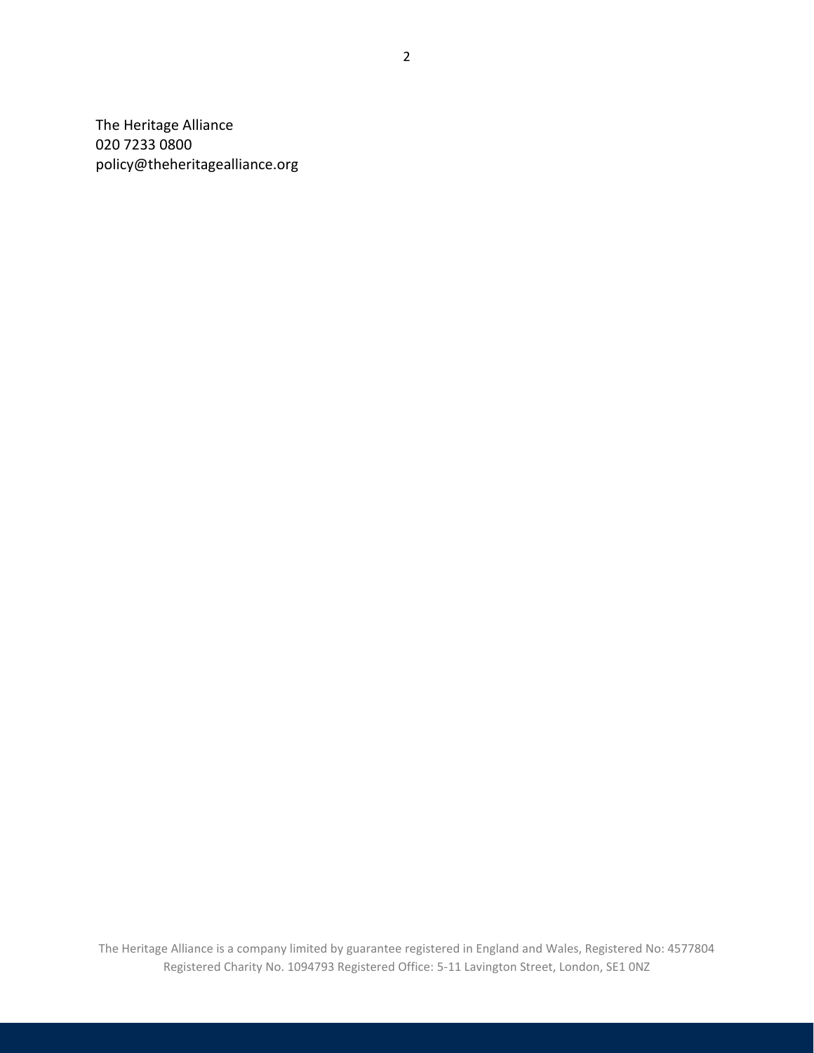The Heritage Alliance
020 7233 0800
policy@theheritagealliance.org

The Heritage Alliance is a company limited by guarantee registered in England and Wales, Registered No: 4577804
Registered Charity No. 1094793 Registered Office: 5-11 Lavington Street, London, SE1 0NZ